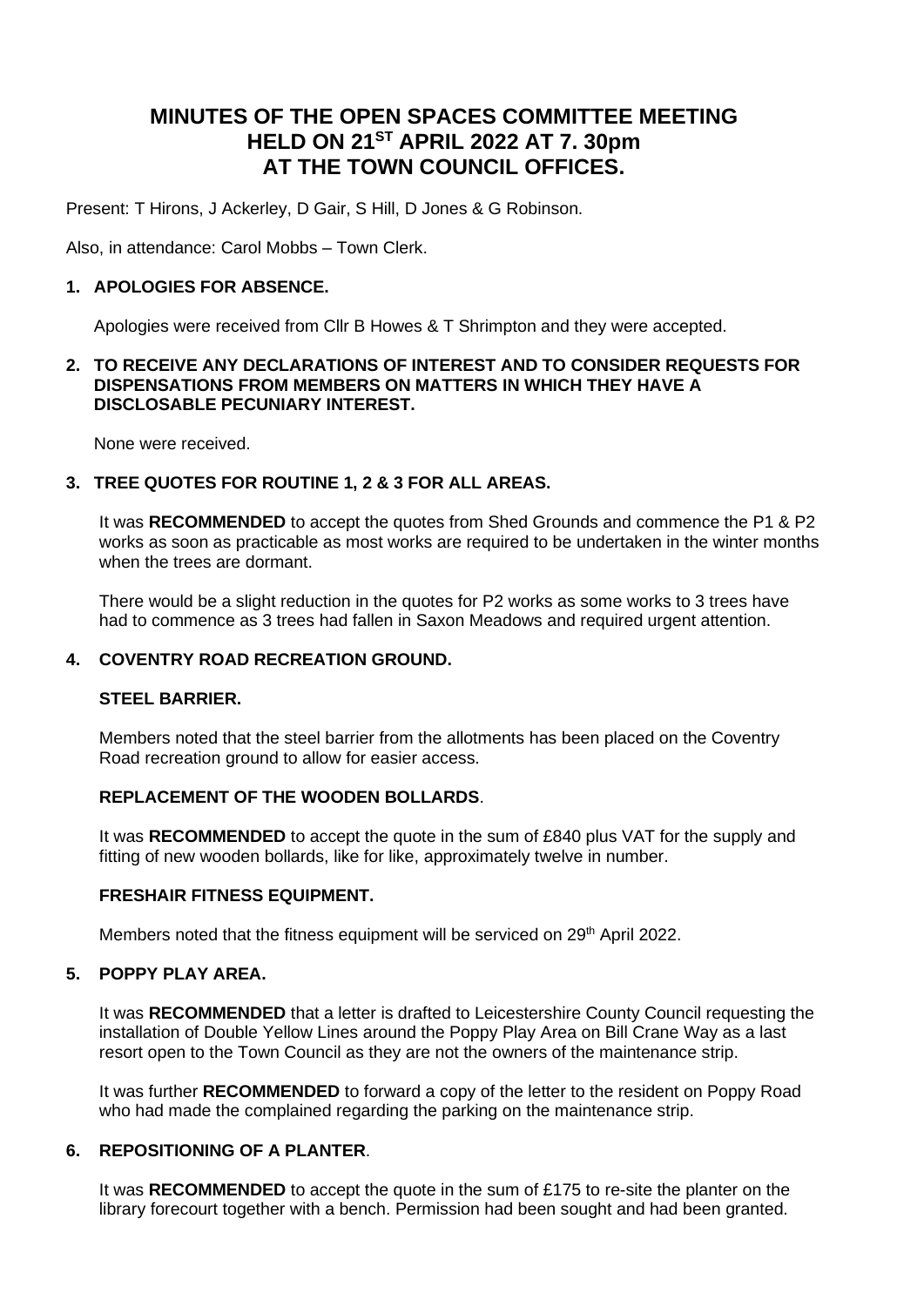# MINUTES OF THE OPEN SPACES COMMITTEE MEETING HELD ON 21ST APRIL 2022 AT 7. 30pm AT THE TOWN COUNCIL OFFICES.

Present: T Hirons, J Ackerley, D Gair, S Hill, D Jones & G Robinson.

Also, in attendance: Carol Mobbs – Town Clerk.

## 1. APOLOGIES FOR ABSENCE.

Apologies were received from Cllr B Howes & T Shrimpton and they were accepted.

## 2. TO RECEIVE ANY DECLARATIONS OF INTEREST AND TO CONSIDER REQUESTS FOR DISPENSATIONS FROM MEMBERS ON MATTERS IN WHICH THEY HAVE A DISCLOSABLE PECUNIARY INTEREST.

None were received.

## 3. TREE QUOTES FOR ROUTINE 1, 2 & 3 FOR ALL AREAS.

It was **RECOMMENDED** to accept the quotes from Shed Grounds and commence the P1 & P2 works as soon as practicable as most works are required to be undertaken in the winter months when the trees are dormant.

There would be a slight reduction in the quotes for P2 works as some works to 3 trees have had to commence as 3 trees had fallen in Saxon Meadows and required urgent attention.

## 4. COVENTRY ROAD RECREATION GROUND.

### STEEL BARRIER.

Members noted that the steel barrier from the allotments has been placed on the Coventry Road recreation ground to allow for easier access.

### REPLACEMENT OF THE WOODEN BOLLARDS.

It was **RECOMMENDED** to accept the quote in the sum of £840 plus VAT for the supply and fitting of new wooden bollards, like for like, approximately twelve in number.

### FRESHAIR FITNESS EQUIPMENT.

Members noted that the fitness equipment will be serviced on 29th April 2022.

## 5. POPPY PLAY AREA.

It was **RECOMMENDED** that a letter is drafted to Leicestershire County Council requesting the installation of Double Yellow Lines around the Poppy Play Area on Bill Crane Way as a last resort open to the Town Council as they are not the owners of the maintenance strip.

It was further **RECOMMENDED** to forward a copy of the letter to the resident on Poppy Road who had made the complained regarding the parking on the maintenance strip.

## 6. REPOSITIONING OF A PLANTER.

It was **RECOMMENDED** to accept the quote in the sum of £175 to re-site the planter on the library forecourt together with a bench. Permission had been sought and had been granted.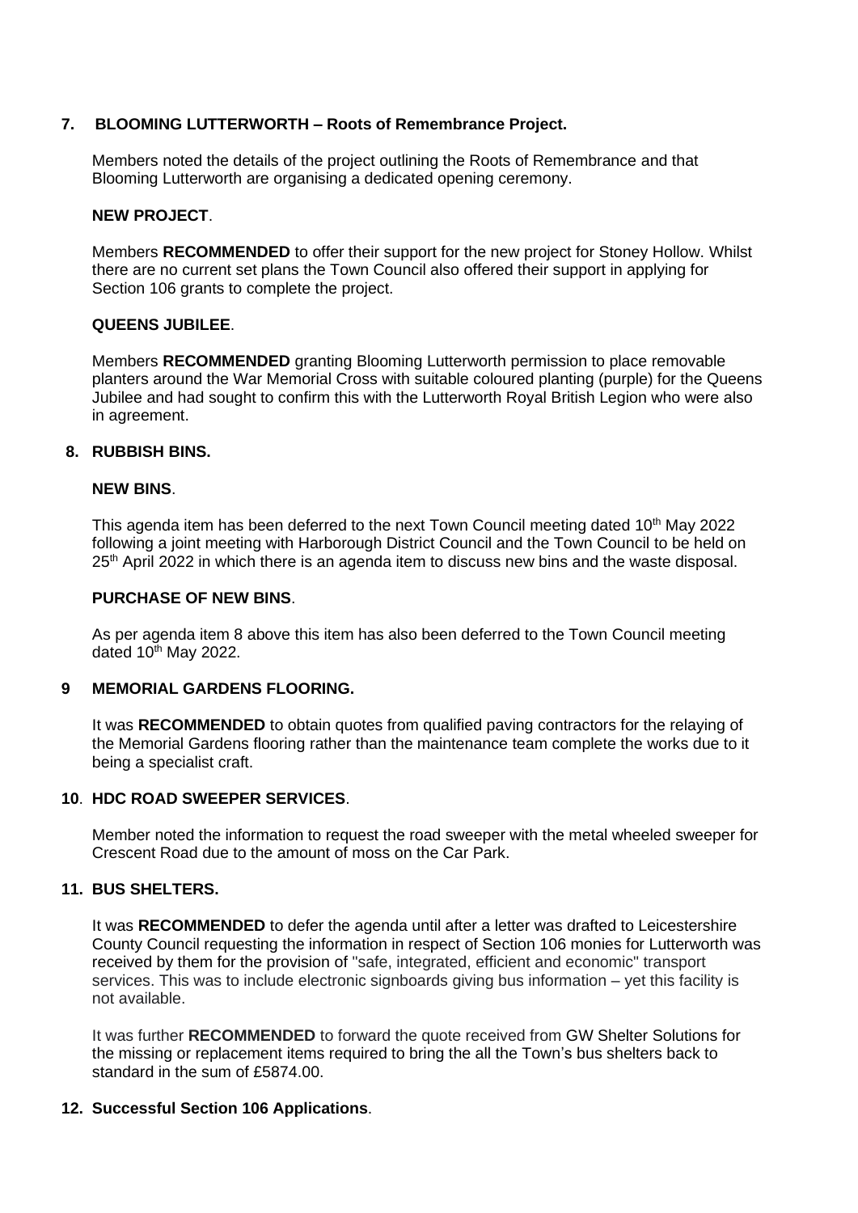## 7. BLOOMING LUTTERWORTH – Roots of Remembrance Project.

Members noted the details of the project outlining the Roots of Remembrance and that Blooming Lutterworth are organising a dedicated opening ceremony.

### NEW PROJECT.

Members **RECOMMENDED** to offer their support for the new project for Stoney Hollow. Whilst there are no current set plans the Town Council also offered their support in applying for Section 106 grants to complete the project.

### QUEENS JUBILEE.

Members **RECOMMENDED** granting Blooming Lutterworth permission to place removable planters around the War Memorial Cross with suitable coloured planting (purple) for the Queens Jubilee and had sought to confirm this with the Lutterworth Royal British Legion who were also in agreement.

## 8. RUBBISH BINS.

### NEW BINS.

This agenda item has been deferred to the next Town Council meeting dated 10th May 2022 following a joint meeting with Harborough District Council and the Town Council to be held on 25th April 2022 in which there is an agenda item to discuss new bins and the waste disposal.

### PURCHASE OF NEW BINS.

As per agenda item 8 above this item has also been deferred to the Town Council meeting dated 10th May 2022.

## 9 MEMORIAL GARDENS FLOORING.

It was **RECOMMENDED** to obtain quotes from qualified paving contractors for the relaying of the Memorial Gardens flooring rather than the maintenance team complete the works due to it being a specialist craft.

## 10. HDC ROAD SWEEPER SERVICES.

Member noted the information to request the road sweeper with the metal wheeled sweeper for Crescent Road due to the amount of moss on the Car Park.

## 11. BUS SHELTERS.

It was **RECOMMENDED** to defer the agenda until after a letter was drafted to Leicestershire County Council requesting the information in respect of Section 106 monies for Lutterworth was received by them for the provision of "safe, integrated, efficient and economic" transport services. This was to include electronic signboards giving bus information – yet this facility is not available.

It was further **RECOMMENDED** to forward the quote received from GW Shelter Solutions for the missing or replacement items required to bring the all the Town's bus shelters back to standard in the sum of £5874.00.

## 12. Successful Section 106 Applications.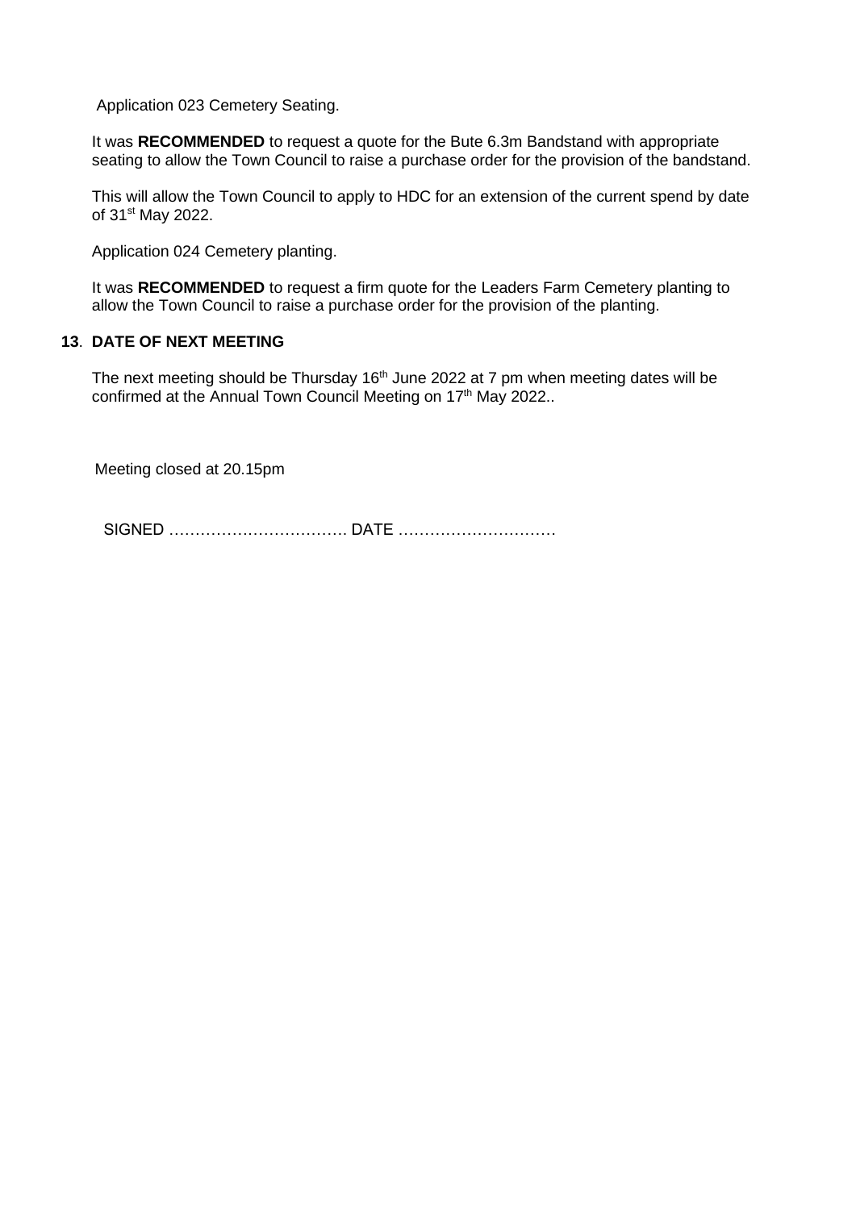Application 023 Cemetery Seating.

It was **RECOMMENDED** to request a quote for the Bute 6.3m Bandstand with appropriate seating to allow the Town Council to raise a purchase order for the provision of the bandstand.

This will allow the Town Council to apply to HDC for an extension of the current spend by date of 31st May 2022.

Application 024 Cemetery planting.

It was **RECOMMENDED** to request a firm quote for the Leaders Farm Cemetery planting to allow the Town Council to raise a purchase order for the provision of the planting.

**13. DATE OF NEXT MEETING**

The next meeting should be Thursday 16th June 2022 at 7 pm when meeting dates will be confirmed at the Annual Town Council Meeting on 17th May 2022..

Meeting closed at 20.15pm

SIGNED ……………………………. DATE …………………………